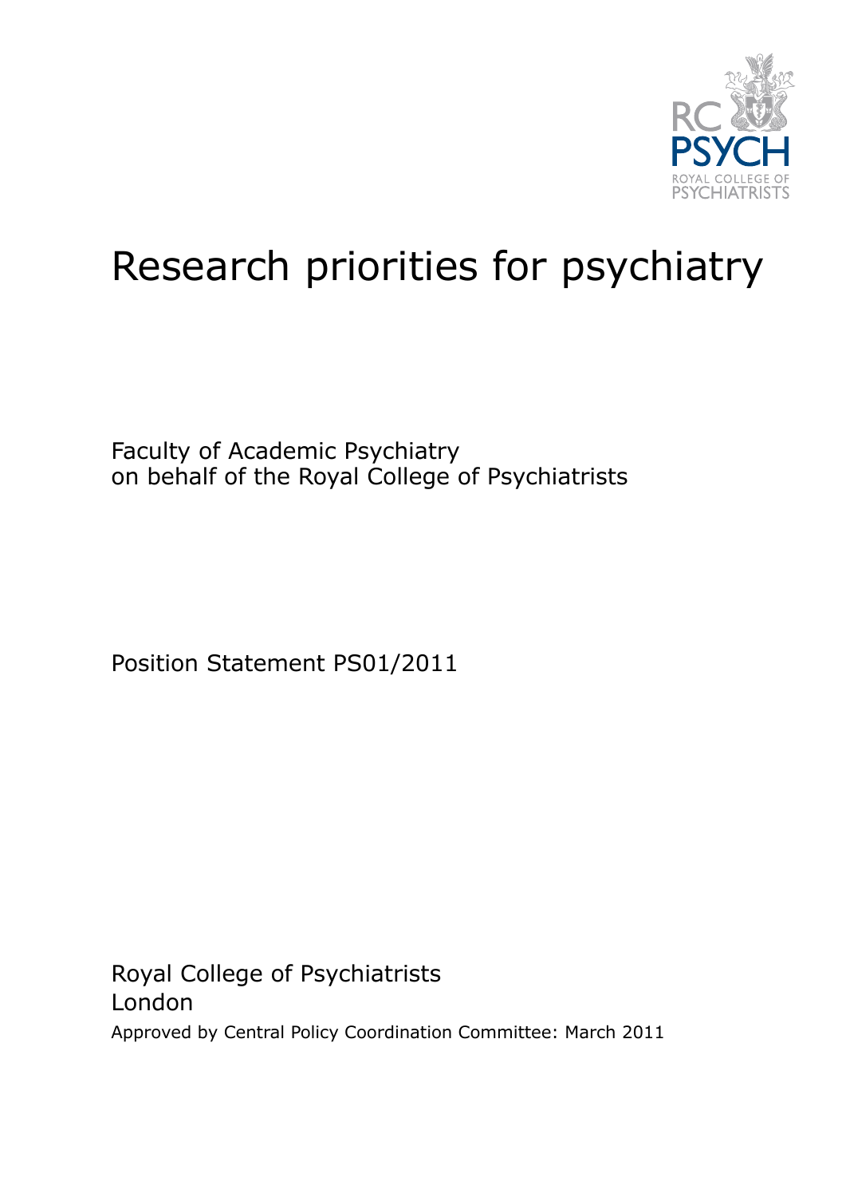# Research priorities for psychiatry

Faculty of Academic Psychiatry
on behalf of the Royal College of Psychiatrists

Position Statement PS01/2011

Royal College of Psychiatrists
London
Approved by Central Policy Coordination Committee: March 2011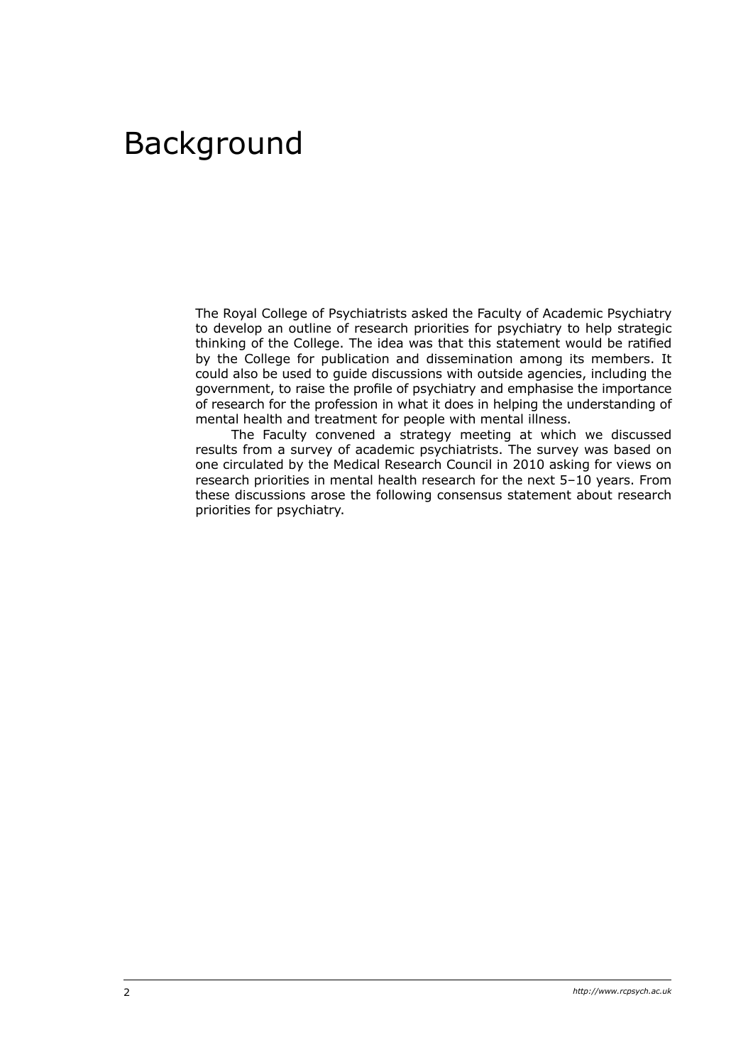# Background

The Royal College of Psychiatrists asked the Faculty of Academic Psychiatry to develop an outline of research priorities for psychiatry to help strategic thinking of the College. The idea was that this statement would be ratified by the College for publication and dissemination among its members. It could also be used to guide discussions with outside agencies, including the government, to raise the profile of psychiatry and emphasise the importance of research for the profession in what it does in helping the understanding of mental health and treatment for people with mental illness.

The Faculty convened a strategy meeting at which we discussed results from a survey of academic psychiatrists. The survey was based on one circulated by the Medical Research Council in 2010 asking for views on research priorities in mental health research for the next 5–10 years. From these discussions arose the following consensus statement about research priorities for psychiatry.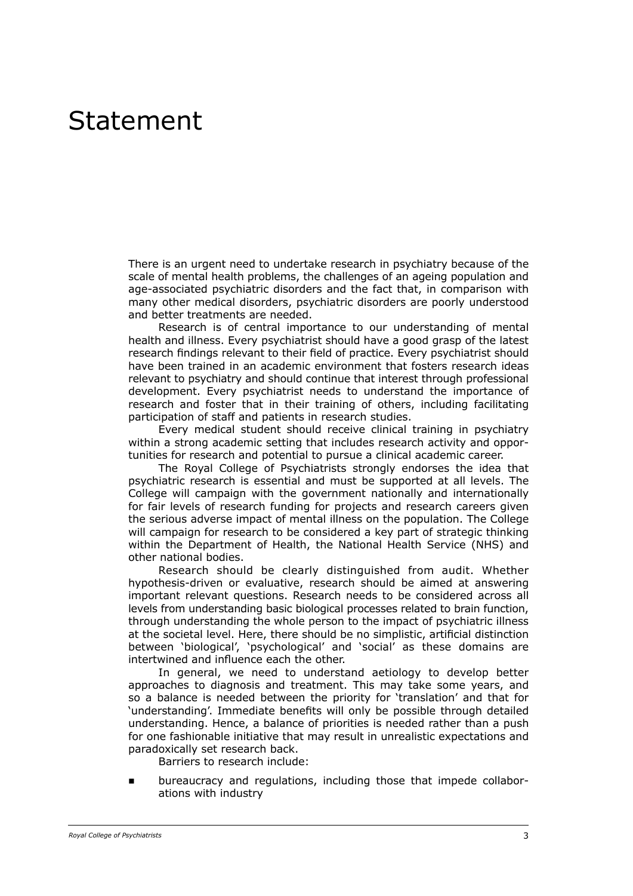# Statement

There is an urgent need to undertake research in psychiatry because of the scale of mental health problems, the challenges of an ageing population and age-associated psychiatric disorders and the fact that, in comparison with many other medical disorders, psychiatric disorders are poorly understood and better treatments are needed.

Research is of central importance to our understanding of mental health and illness. Every psychiatrist should have a good grasp of the latest research findings relevant to their field of practice. Every psychiatrist should have been trained in an academic environment that fosters research ideas relevant to psychiatry and should continue that interest through professional development. Every psychiatrist needs to understand the importance of research and foster that in their training of others, including facilitating participation of staff and patients in research studies.

Every medical student should receive clinical training in psychiatry within a strong academic setting that includes research activity and opportunities for research and potential to pursue a clinical academic career.

The Royal College of Psychiatrists strongly endorses the idea that psychiatric research is essential and must be supported at all levels. The College will campaign with the government nationally and internationally for fair levels of research funding for projects and research careers given the serious adverse impact of mental illness on the population. The College will campaign for research to be considered a key part of strategic thinking within the Department of Health, the National Health Service (NHS) and other national bodies.

Research should be clearly distinguished from audit. Whether hypothesis-driven or evaluative, research should be aimed at answering important relevant questions. Research needs to be considered across all levels from understanding basic biological processes related to brain function, through understanding the whole person to the impact of psychiatric illness at the societal level. Here, there should be no simplistic, artificial distinction between 'biological', 'psychological' and 'social' as these domains are intertwined and influence each the other.

In general, we need to understand aetiology to develop better approaches to diagnosis and treatment. This may take some years, and so a balance is needed between the priority for 'translation' and that for 'understanding'. Immediate benefits will only be possible through detailed understanding. Hence, a balance of priorities is needed rather than a push for one fashionable initiative that may result in unrealistic expectations and paradoxically set research back.

Barriers to research include:

- bureaucracy and regulations, including those that impede collaborations with industry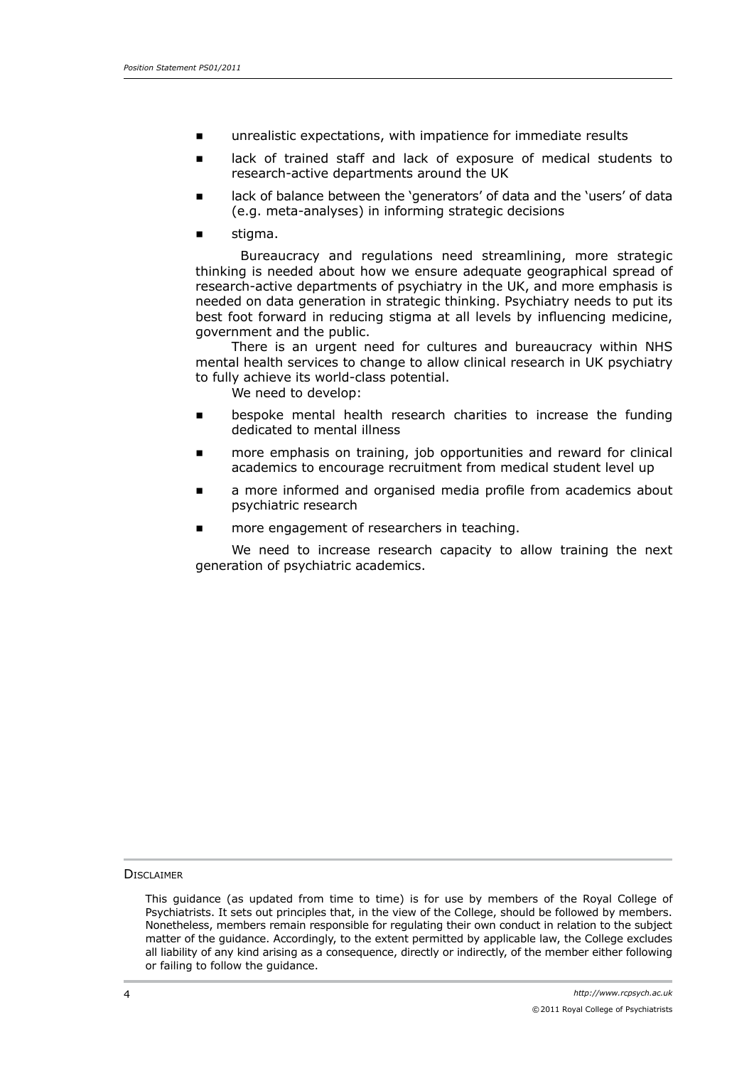- unrealistic expectations, with impatience for immediate results
- lack of trained staff and lack of exposure of medical students to research-active departments around the UK
- lack of balance between the 'generators' of data and the 'users' of data (e.g. meta-analyses) in informing strategic decisions
- stigma.

Bureaucracy and regulations need streamlining, more strategic thinking is needed about how we ensure adequate geographical spread of research-active departments of psychiatry in the UK, and more emphasis is needed on data generation in strategic thinking. Psychiatry needs to put its best foot forward in reducing stigma at all levels by influencing medicine, government and the public.

There is an urgent need for cultures and bureaucracy within NHS mental health services to change to allow clinical research in UK psychiatry to fully achieve its world-class potential.

We need to develop:

- bespoke mental health research charities to increase the funding dedicated to mental illness
- more emphasis on training, job opportunities and reward for clinical academics to encourage recruitment from medical student level up
- a more informed and organised media profile from academics about psychiatric research
- more engagement of researchers in teaching.

We need to increase research capacity to allow training the next generation of psychiatric academics.

---

Disclaimer

This guidance (as updated from time to time) is for use by members of the Royal College of Psychiatrists. It sets out principles that, in the view of the College, should be followed by members. Nonetheless, members remain responsible for regulating their own conduct in relation to the subject matter of the guidance. Accordingly, to the extent permitted by applicable law, the College excludes all liability of any kind arising as a consequence, directly or indirectly, of the member either following or failing to follow the guidance.

http://www.rcpsych.ac.uk

© 2011 Royal College of Psychiatrists